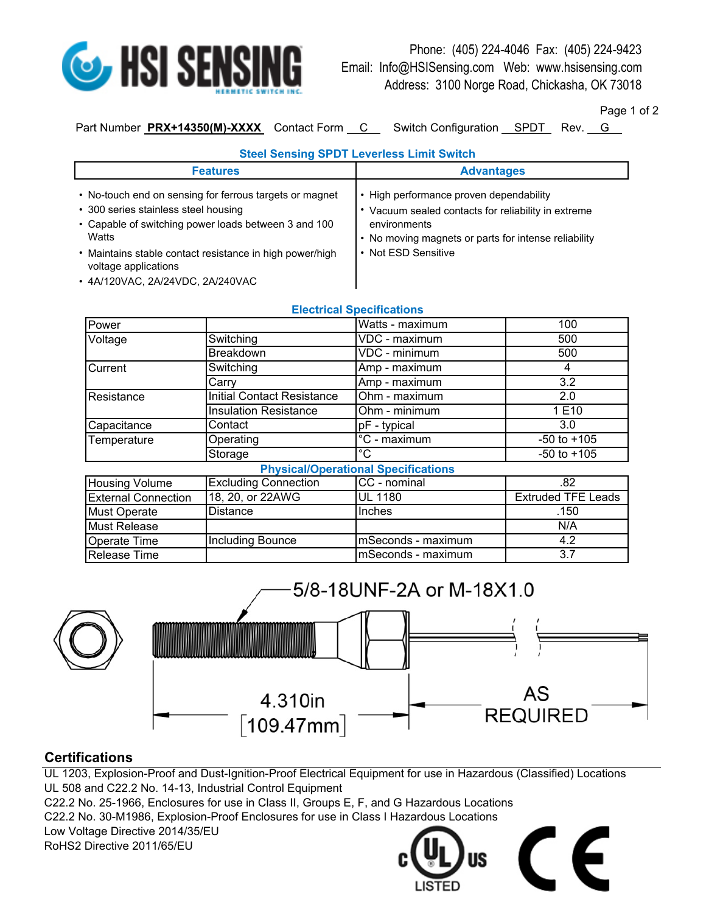HSI SENSING
HERMETIC SWITCH INC.

Phone: (405) 224-4046 Fax: (405) 224-9423
Email: Info@HSISensing.com Web: www.hsisensing.com
Address: 3100 Norge Road, Chickasha, OK 73018

Part Number **PRX+14350(M)-XXXX** Contact Form C Switch Configuration SPDT Rev. G

## Steel Sensing SPDT Leverless Limit Switch

| Features | Advantages |
|---|---|
| • No-touch end on sensing for ferrous targets or magnet<br>• 300 series stainless steel housing<br>• Capable of switching power loads between 3 and 100 Watts<br>• Maintains stable contact resistance in high power/high voltage applications<br>• 4A/120VAC, 2A/24VDC, 2A/240VAC | • High performance proven dependability<br>• Vacuum sealed contacts for reliability in extreme environments<br>• No moving magnets or parts for intense reliability<br>• Not ESD Sensitive |

### Electrical Specifications

| | | | |
|---|---|---|---|
| Power | | Watts - maximum | 100 |
| Voltage | Switching | VDC - maximum | 500 |
| | Breakdown | VDC - minimum | 500 |
| Current | Switching | Amp - maximum | 4 |
| | Carry | Amp - maximum | 3.2 |
| Resistance | Initial Contact Resistance | Ohm - maximum | 2.0 |
| | Insulation Resistance | Ohm - minimum | 1 E10 |
| Capacitance | Contact | pF - typical | 3.0 |
| Temperature | Operating | °C - maximum | -50 to +105 |
| | Storage | °C | -50 to +105 |

### Physical/Operational Specifications

| | | | |
|---|---|---|---|
| Housing Volume | Excluding Connection | CC - nominal | .82 |
| External Connection | 18, 20, or 22AWG | UL 1180 | Extruded TFE Leads |
| Must Operate | Distance | Inches | .150 |
| Must Release | | | N/A |
| Operate Time | Including Bounce | mSeconds - maximum | 4.2 |
| Release Time | | mSeconds - maximum | 3.7 |

5/8-18UNF-2A or M-18X1.0

4.310in [109.47mm]

AS REQUIRED

## Certifications

UL 1203, Explosion-Proof and Dust-Ignition-Proof Electrical Equipment for use in Hazardous (Classified) Locations
UL 508 and C22.2 No. 14-13, Industrial Control Equipment
C22.2 No. 25-1966, Enclosures for use in Class II, Groups E, F, and G Hazardous Locations
C22.2 No. 30-M1986, Explosion-Proof Enclosures for use in Class I Hazardous Locations
Low Voltage Directive 2014/35/EU
RoHS2 Directive 2011/65/EU

c UL us LISTED

CE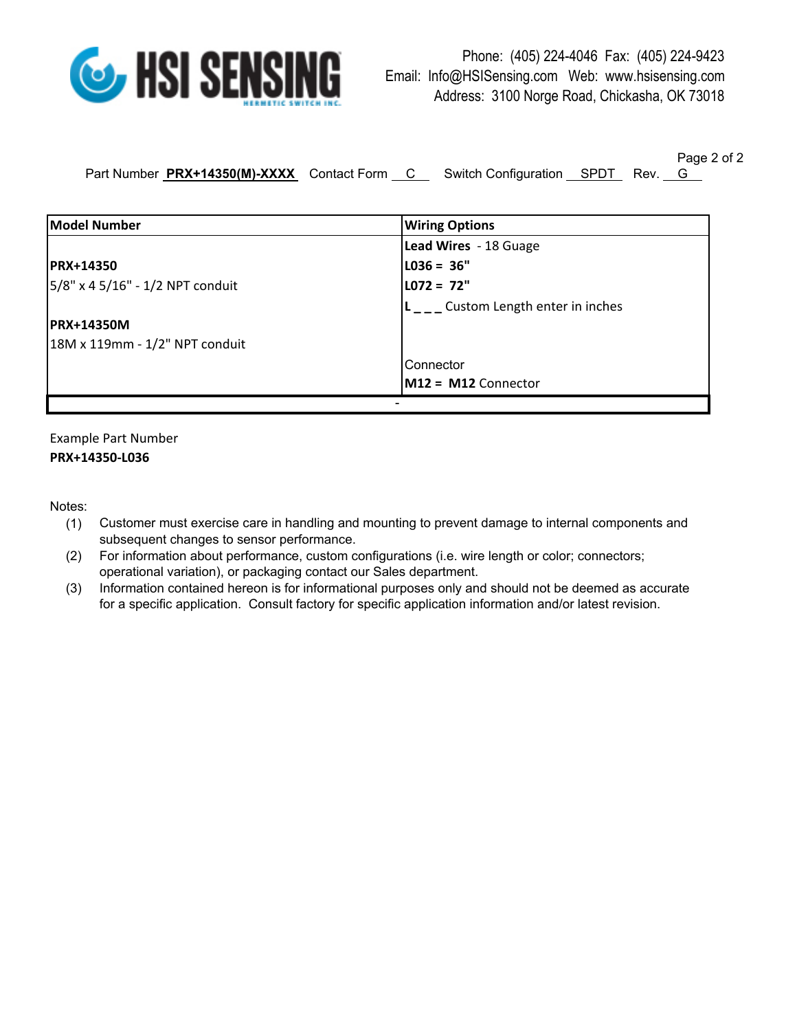Phone: (405) 224-4046 Fax: (405) 224-9423
Email: Info@HSISensing.com Web: www.hsisensing.com
Address: 3100 Norge Road, Chickasha, OK 73018

Part Number **PRX+14350(M)-XXXX** Contact Form C Switch Configuration SPDT Rev. G

| Model Number | Wiring Options |
|---|---|
| | **Lead Wires** - 18 Guage |
| **PRX+14350** | **L036 = 36"** |
| 5/8" x 4 5/16" - 1/2 NPT conduit | **L072 = 72"** |
| | **L _ _ _** Custom Length enter in inches |
| **PRX+14350M** | |
| 18M x 119mm - 1/2" NPT conduit | |
| | Connector |
| | **M12 = M12** Connector |
| - | |

Example Part Number
**PRX+14350-L036**

Notes:

1. Customer must exercise care in handling and mounting to prevent damage to internal components and subsequent changes to sensor performance.
2. For information about performance, custom configurations (i.e. wire length or color; connectors; operational variation), or packaging contact our Sales department.
3. Information contained hereon is for informational purposes only and should not be deemed as accurate for a specific application. Consult factory for specific application information and/or latest revision.